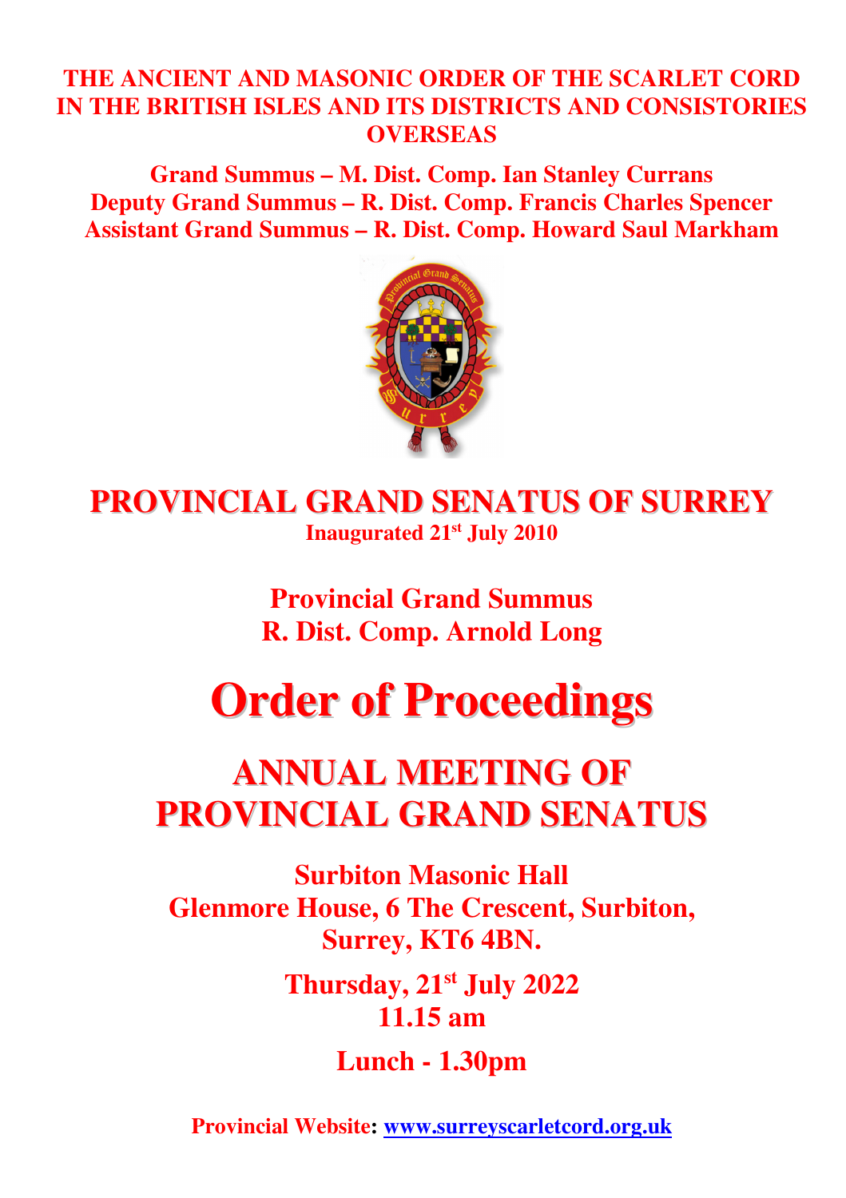**THE ANCIENT AND MASONIC ORDER OF THE SCARLET CORD IN THE BRITISH ISLES AND ITS DISTRICTS AND CONSISTORIES OVERSEAS**

**Grand Summus – M. Dist. Comp. Ian Stanley Currans**
**Deputy Grand Summus – R. Dist. Comp. Francis Charles Spencer**
**Assistant Grand Summus – R. Dist. Comp. Howard Saul Markham**

# PROVINCIAL GRAND SENATUS OF SURREY

**Inaugurated 21st July 2010**

## Provincial Grand Summus
## R. Dist. Comp. Arnold Long

# Order of Proceedings

# ANNUAL MEETING OF PROVINCIAL GRAND SENATUS

**Surbiton Masonic Hall**
**Glenmore House, 6 The Crescent, Surbiton, Surrey, KT6 4BN.**

**Thursday, 21st July 2022**
**11.15 am**

**Lunch - 1.30pm**

**Provincial Website: www.surreyscarletcord.org.uk**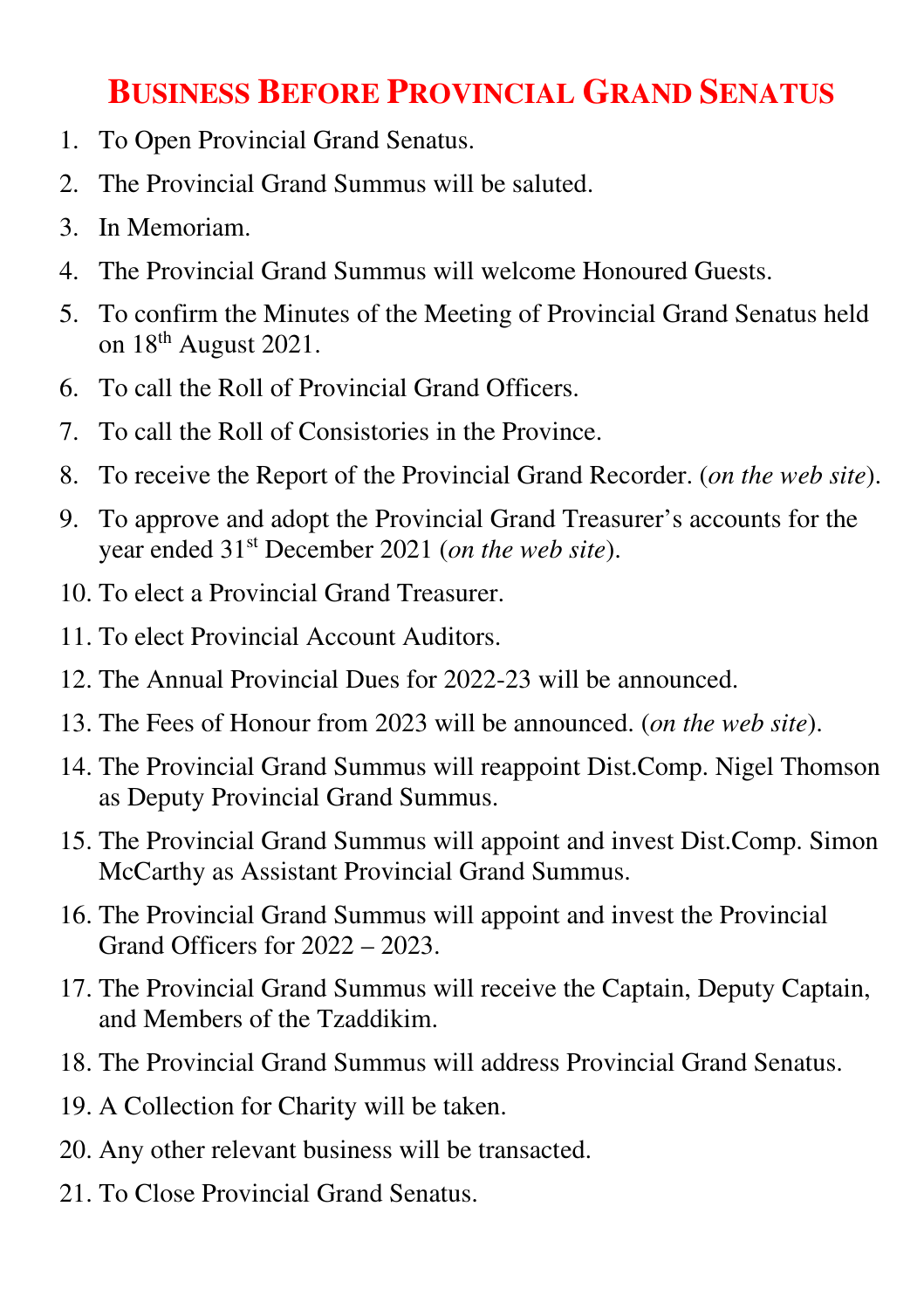# Business Before Provincial Grand Senatus

1. To Open Provincial Grand Senatus.
2. The Provincial Grand Summus will be saluted.
3. In Memoriam.
4. The Provincial Grand Summus will welcome Honoured Guests.
5. To confirm the Minutes of the Meeting of Provincial Grand Senatus held on 18th August 2021.
6. To call the Roll of Provincial Grand Officers.
7. To call the Roll of Consistories in the Province.
8. To receive the Report of the Provincial Grand Recorder. (*on the web site*).
9. To approve and adopt the Provincial Grand Treasurer's accounts for the year ended 31st December 2021 (*on the web site*).
10. To elect a Provincial Grand Treasurer.
11. To elect Provincial Account Auditors.
12. The Annual Provincial Dues for 2022-23 will be announced.
13. The Fees of Honour from 2023 will be announced. (*on the web site*).
14. The Provincial Grand Summus will reappoint Dist.Comp. Nigel Thomson as Deputy Provincial Grand Summus.
15. The Provincial Grand Summus will appoint and invest Dist.Comp. Simon McCarthy as Assistant Provincial Grand Summus.
16. The Provincial Grand Summus will appoint and invest the Provincial Grand Officers for 2022 – 2023.
17. The Provincial Grand Summus will receive the Captain, Deputy Captain, and Members of the Tzaddikim.
18. The Provincial Grand Summus will address Provincial Grand Senatus.
19. A Collection for Charity will be taken.
20. Any other relevant business will be transacted.
21. To Close Provincial Grand Senatus.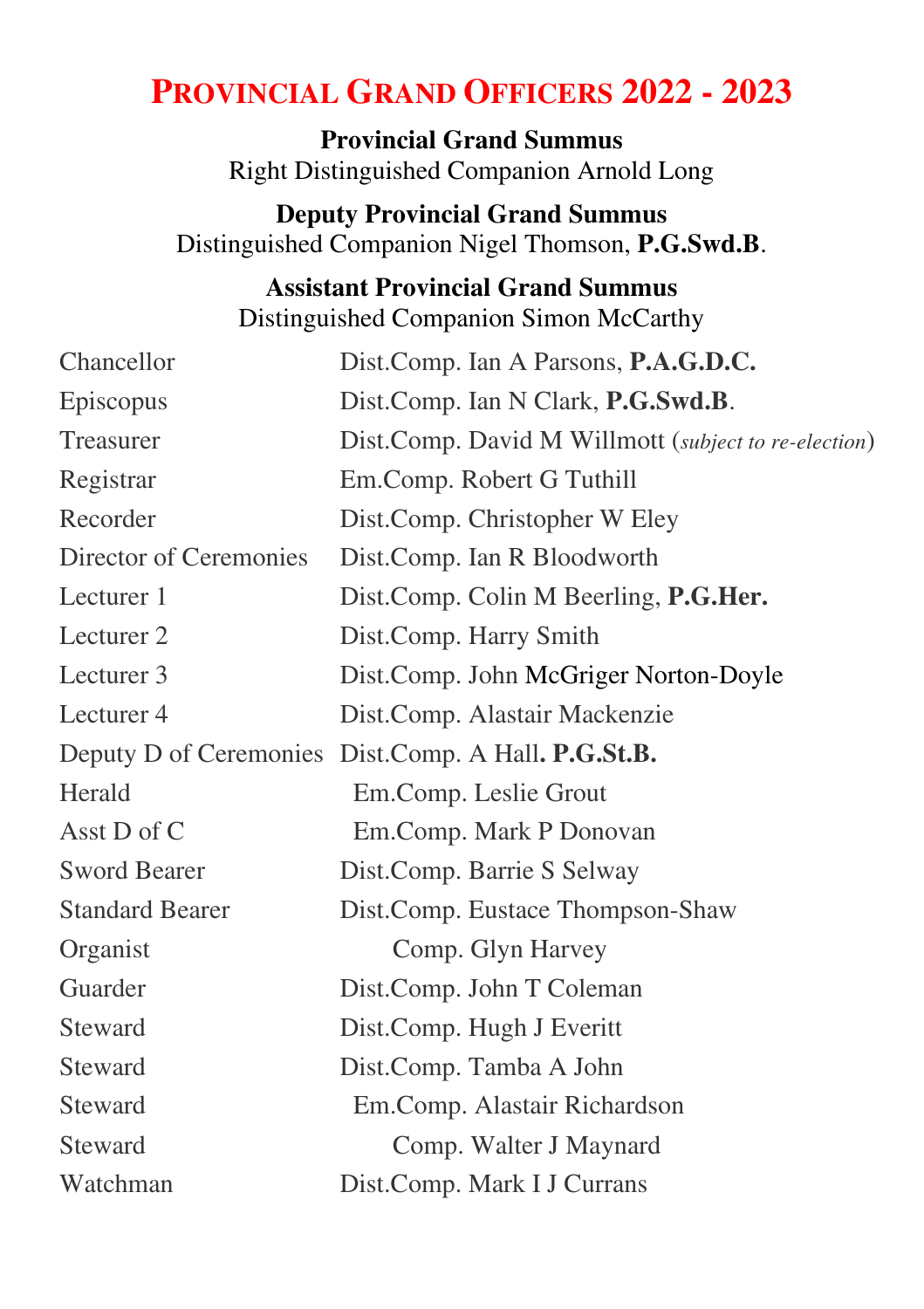# Provincial Grand Officers 2022 - 2023

**Provincial Grand Summus**
Right Distinguished Companion Arnold Long

**Deputy Provincial Grand Summus**
Distinguished Companion Nigel Thomson, **P.G.Swd.B**.

**Assistant Provincial Grand Summus**
Distinguished Companion Simon McCarthy

| | |
|---|---|
| Chancellor | Dist.Comp. Ian A Parsons, **P.A.G.D.C.** |
| Episcopus | Dist.Comp. Ian N Clark, **P.G.Swd.B**. |
| Treasurer | Dist.Comp. David M Willmott (*subject to re-election*) |
| Registrar | Em.Comp. Robert G Tuthill |
| Recorder | Dist.Comp. Christopher W Eley |
| Director of Ceremonies | Dist.Comp. Ian R Bloodworth |
| Lecturer 1 | Dist.Comp. Colin M Beerling, **P.G.Her.** |
| Lecturer 2 | Dist.Comp. Harry Smith |
| Lecturer 3 | Dist.Comp. John McGriger Norton-Doyle |
| Lecturer 4 | Dist.Comp. Alastair Mackenzie |
| Deputy D of Ceremonies | Dist.Comp. A Hall**. P.G.St.B.** |
| Herald | Em.Comp. Leslie Grout |
| Asst D of C | Em.Comp. Mark P Donovan |
| Sword Bearer | Dist.Comp. Barrie S Selway |
| Standard Bearer | Dist.Comp. Eustace Thompson-Shaw |
| Organist | Comp. Glyn Harvey |
| Guarder | Dist.Comp. John T Coleman |
| Steward | Dist.Comp. Hugh J Everitt |
| Steward | Dist.Comp. Tamba A John |
| Steward | Em.Comp. Alastair Richardson |
| Steward | Comp. Walter J Maynard |
| Watchman | Dist.Comp. Mark I J Currans |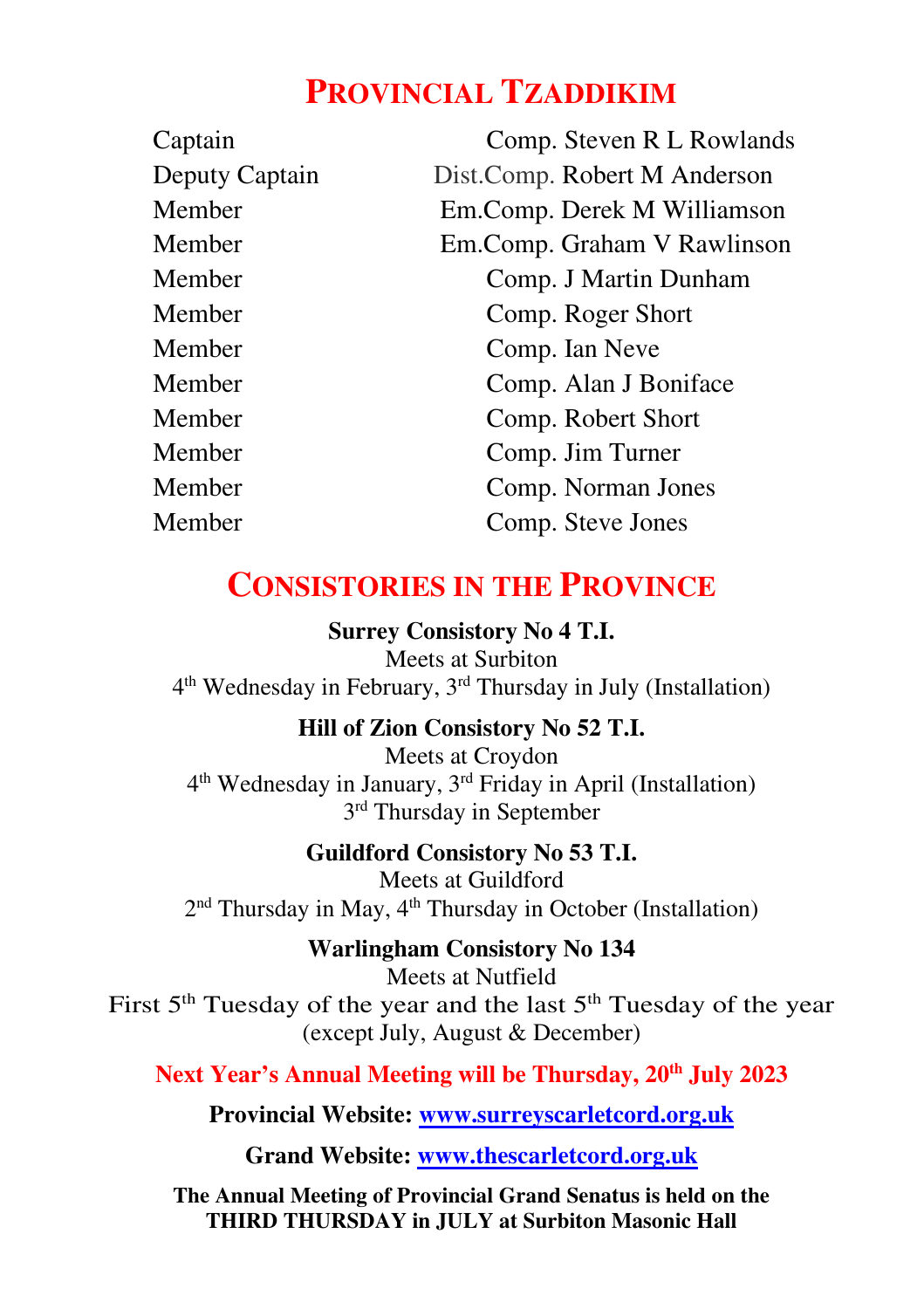# Provincial Tzaddikim

| | |
|---|---|
| Captain | Comp. Steven R L Rowlands |
| Deputy Captain | Dist.Comp. Robert M Anderson |
| Member | Em.Comp. Derek M Williamson |
| Member | Em.Comp. Graham V Rawlinson |
| Member | Comp. J Martin Dunham |
| Member | Comp. Roger Short |
| Member | Comp. Ian Neve |
| Member | Comp. Alan J Boniface |
| Member | Comp. Robert Short |
| Member | Comp. Jim Turner |
| Member | Comp. Norman Jones |
| Member | Comp. Steve Jones |

# Consistories in the Province

**Surrey Consistory No 4 T.I.**
Meets at Surbiton
4th Wednesday in February, 3rd Thursday in July (Installation)

**Hill of Zion Consistory No 52 T.I.**
Meets at Croydon
4th Wednesday in January, 3rd Friday in April (Installation)
3rd Thursday in September

**Guildford Consistory No 53 T.I.**
Meets at Guildford
2nd Thursday in May, 4th Thursday in October (Installation)

**Warlingham Consistory No 134**
Meets at Nutfield
First 5th Tuesday of the year and the last 5th Tuesday of the year
(except July, August & December)

**Next Year's Annual Meeting will be Thursday, 20th July 2023**

**Provincial Website: [www.surreyscarletcord.org.uk](http://www.surreyscarletcord.org.uk)**

**Grand Website: [www.thescarletcord.org.uk](http://www.thescarletcord.org.uk)**

**The Annual Meeting of Provincial Grand Senatus is held on the THIRD THURSDAY in JULY at Surbiton Masonic Hall**